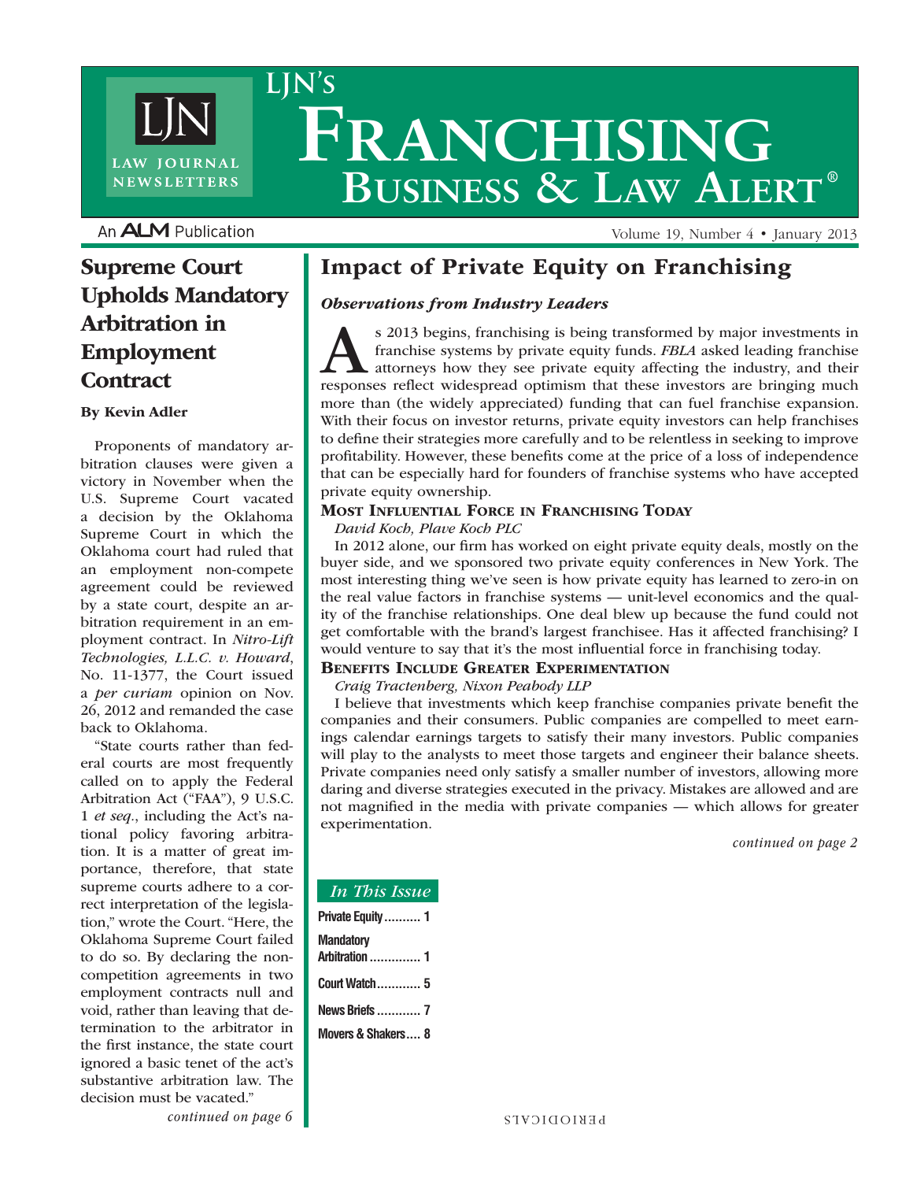# LJN's Franchising Business & Law Alert®

An ALM Publication

Volume 19, Number 4 • January 2013

## Impact of Private Equity on Franchising

### *Observations from Industry Leaders*

As 2013 begins, franchising is being transformed by major investments in franchise systems by private equity funds. *FBLA* asked leading franchise attorneys how they see private equity affecting the industry, and their responses reflect widespread optimism that these investors are bringing much more than (the widely appreciated) funding that can fuel franchise expansion. With their focus on investor returns, private equity investors can help franchises to define their strategies more carefully and to be relentless in seeking to improve profitability. However, these benefits come at the price of a loss of independence that can be especially hard for founders of franchise systems who have accepted private equity ownership.

**Most Influential Force in Franchising Today**

*David Koch, Plave Koch PLC*

In 2012 alone, our firm has worked on eight private equity deals, mostly on the buyer side, and we sponsored two private equity conferences in New York. The most interesting thing we've seen is how private equity has learned to zero-in on the real value factors in franchise systems — unit-level economics and the quality of the franchise relationships. One deal blew up because the fund could not get comfortable with the brand's largest franchisee. Has it affected franchising? I would venture to say that it's the most influential force in franchising today.

**Benefits Include Greater Experimentation**

*Craig Tractenberg, Nixon Peabody LLP*

I believe that investments which keep franchise companies private benefit the companies and their consumers. Public companies are compelled to meet earnings calendar earnings targets to satisfy their many investors. Public companies will play to the analysts to meet those targets and engineer their balance sheets. Private companies need only satisfy a smaller number of investors, allowing more daring and diverse strategies executed in the privacy. Mistakes are allowed and are not magnified in the media with private companies — which allows for greater experimentation.

*continued on page 2*

## Supreme Court Upholds Mandatory Arbitration in Employment Contract

**By Kevin Adler**

Proponents of mandatory arbitration clauses were given a victory in November when the U.S. Supreme Court vacated a decision by the Oklahoma Supreme Court in which the Oklahoma court had ruled that an employment non-compete agreement could be reviewed by a state court, despite an arbitration requirement in an employment contract. In *Nitro-Lift Technologies, L.L.C. v. Howard*, No. 11-1377, the Court issued a *per curiam* opinion on Nov. 26, 2012 and remanded the case back to Oklahoma.

"State courts rather than federal courts are most frequently called on to apply the Federal Arbitration Act ("FAA"), 9 U.S.C. 1 *et seq*., including the Act's national policy favoring arbitration. It is a matter of great importance, therefore, that state supreme courts adhere to a correct interpretation of the legislation," wrote the Court. "Here, the Oklahoma Supreme Court failed to do so. By declaring the noncompetition agreements in two employment contracts null and void, rather than leaving that determination to the arbitrator in the first instance, the state court ignored a basic tenet of the act's substantive arbitration law. The decision must be vacated."

*continued on page 6*

### *In This Issue*

- Private Equity .......... 1
- Mandatory Arbitration .............. 1
- Court Watch............ 5
- News Briefs ............ 7
- Movers & Shakers.... 8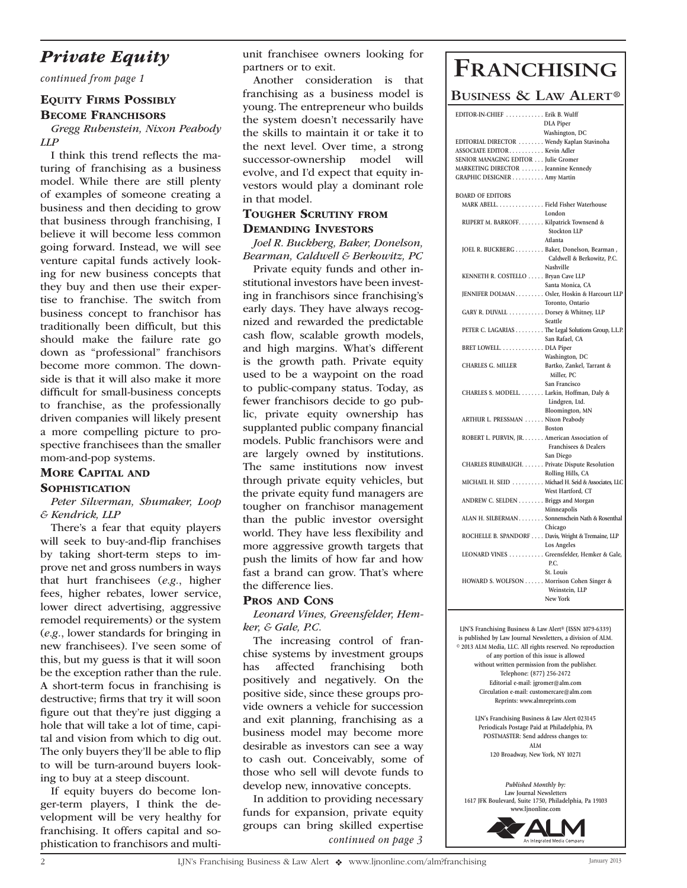# Private Equity

*continued from page 1*

## Equity Firms Possibly Become Franchisors

*Gregg Rubenstein, Nixon Peabody LLP*

I think this trend reflects the maturing of franchising as a business model. While there are still plenty of examples of someone creating a business and then deciding to grow that business through franchising, I believe it will become less common going forward. Instead, we will see venture capital funds actively looking for new business concepts that they buy and then use their expertise to franchise. The switch from business concept to franchisor has traditionally been difficult, but this should make the failure rate go down as "professional" franchisors become more common. The downside is that it will also make it more difficult for small-business concepts to franchise, as the professionally driven companies will likely present a more compelling picture to prospective franchisees than the smaller mom-and-pop systems.

## More Capital and Sophistication

*Peter Silverman, Shumaker, Loop & Kendrick, LLP*

There's a fear that equity players will seek to buy-and-flip franchises by taking short-term steps to improve net and gross numbers in ways that hurt franchisees (*e.g.*, higher fees, higher rebates, lower service, lower direct advertising, aggressive remodel requirements) or the system (*e.g.*, lower standards for bringing in new franchisees). I've seen some of this, but my guess is that it will soon be the exception rather than the rule. A short-term focus in franchising is destructive; firms that try it will soon figure out that they're just digging a hole that will take a lot of time, capital and vision from which to dig out. The only buyers they'll be able to flip to will be turn-around buyers looking to buy at a steep discount.

If equity buyers do become longer-term players, I think the development will be very healthy for franchising. It offers capital and sophistication to franchisors and multi-unit franchisee owners looking for partners or to exit.

Another consideration is that franchising as a business model is young. The entrepreneur who builds the system doesn't necessarily have the skills to maintain it or take it to the next level. Over time, a strong successor-ownership model will evolve, and I'd expect that equity investors would play a dominant role in that model.

## Tougher Scrutiny from Demanding Investors

*Joel R. Buckberg, Baker, Donelson, Bearman, Caldwell & Berkowitz, PC*

Private equity funds and other institutional investors have been investing in franchisors since franchising's early days. They have always recognized and rewarded the predictable cash flow, scalable growth models, and high margins. What's different is the growth path. Private equity used to be a waypoint on the road to public-company status. Today, as fewer franchisors decide to go public, private equity ownership has supplanted public company financial models. Public franchisors were and are largely owned by institutions. The same institutions now invest through private equity vehicles, but the private equity fund managers are tougher on franchisor management than the public investor oversight world. They have less flexibility and more aggressive growth targets that push the limits of how far and how fast a brand can grow. That's where the difference lies.

## Pros and Cons

*Leonard Vines, Greensfelder, Hemker, & Gale, P.C.*

The increasing control of franchise systems by investment groups has affected franchising both positively and negatively. On the positive side, since these groups provide owners a vehicle for succession and exit planning, franchising as a business model may become more desirable as investors can see a way to cash out. Conceivably, some of those who sell will devote funds to develop new, innovative concepts.

In addition to providing necessary funds for expansion, private equity groups can bring skilled expertise

*continued on page 3*

---

# Franchising Business & Law Alert®

EDITOR-IN-CHIEF . . . . . . . . . . . . Erik B. Wulff, DLA Piper, Washington, DC
EDITORIAL DIRECTOR . . . . . . . . Wendy Kaplan Stavinoha
ASSOCIATE EDITOR . . . . . . . . . . . Kevin Adler
SENIOR MANAGING EDITOR . . . Julie Gromer
MARKETING DIRECTOR . . . . . . . Jeannine Kennedy
GRAPHIC DESIGNER . . . . . . . . . . Amy Martin

BOARD OF EDITORS

MARK ABELL. . . . . . . . . . . . . . . Field Fisher Waterhouse, London
RUPERT M. BARKOFF. . . . . . . . Kilpatrick Townsend & Stockton LLP, Atlanta
JOEL R. BUCKBERG . . . . . . . . . Baker, Donelson, Bearman, Caldwell & Berkowitz, P.C., Nashville
KENNETH R. COSTELLO . . . . . Bryan Cave LLP, Santa Monica, CA
JENNIFER DOLMAN . . . . . . . . . Osler, Hoskin & Harcourt LLP, Toronto, Ontario
GARY R. DUVALL . . . . . . . . . . . Dorsey & Whitney, LLP, Seattle
PETER C. LAGARIAS . . . . . . . . . The Legal Solutions Group, L.L.P., San Rafael, CA
BRET LOWELL. . . . . . . . . . . . . . DLA Piper, Washington, DC
CHARLES G. MILLER . . . . . . . . Bartko, Zankel, Tarrant & Miller, PC, San Francisco
CHARLES S. MODELL. . . . . . . . Larkin, Hoffman, Daly & Lindgren, Ltd., Bloomington, MN
ARTHUR L. PRESSMAN . . . . . . Nixon Peabody, Boston
ROBERT L. PURVIN, JR. . . . . . . American Association of Franchisees & Dealers, San Diego
CHARLES RUMBAUGH. . . . . . . Private Dispute Resolution, Rolling Hills, CA
MICHAEL H. SEID . . . . . . . . . . Michael H. Seid & Associates, LLC, West Hartford, CT
ANDREW C. SELDEN . . . . . . . . Briggs and Morgan, Minneapolis
ALAN H. SILBERMAN . . . . . . . . Sonnenschein Nath & Rosenthal, Chicago
ROCHELLE B. SPANDORF . . . . Davis, Wright & Tremaine, LLP, Los Angeles
LEONARD VINES . . . . . . . . . . . Greensfelder, Hemker & Gale, P.C., St. Louis
HOWARD S. WOLFSON . . . . . . Morrison Cohen Singer & Weinstein, LLP, New York

LJN's Franchising Business & Law Alert® (ISSN 1079-6339) is published by Law Journal Newsletters, a division of ALM. © 2013 ALM Media, LLC. All rights reserved. No reproduction of any portion of this issue is allowed without written permission from the publisher. Telephone: (877) 256-2472
Editorial e-mail: jgromer@alm.com
Circulation e-mail: customercare@alm.com
Reprints: www.almreprints.com

LJN's Franchising Business & Law Alert 023145
Periodicals Postage Paid at Philadelphia, PA
POSTMASTER: Send address changes to: ALM
120 Broadway, New York, NY 10271

*Published Monthly by:*
Law Journal Newsletters
1617 JFK Boulevard, Suite 1750, Philadelphia, Pa 19103
www.ljnonline.com

ALM — An Integrated Media Company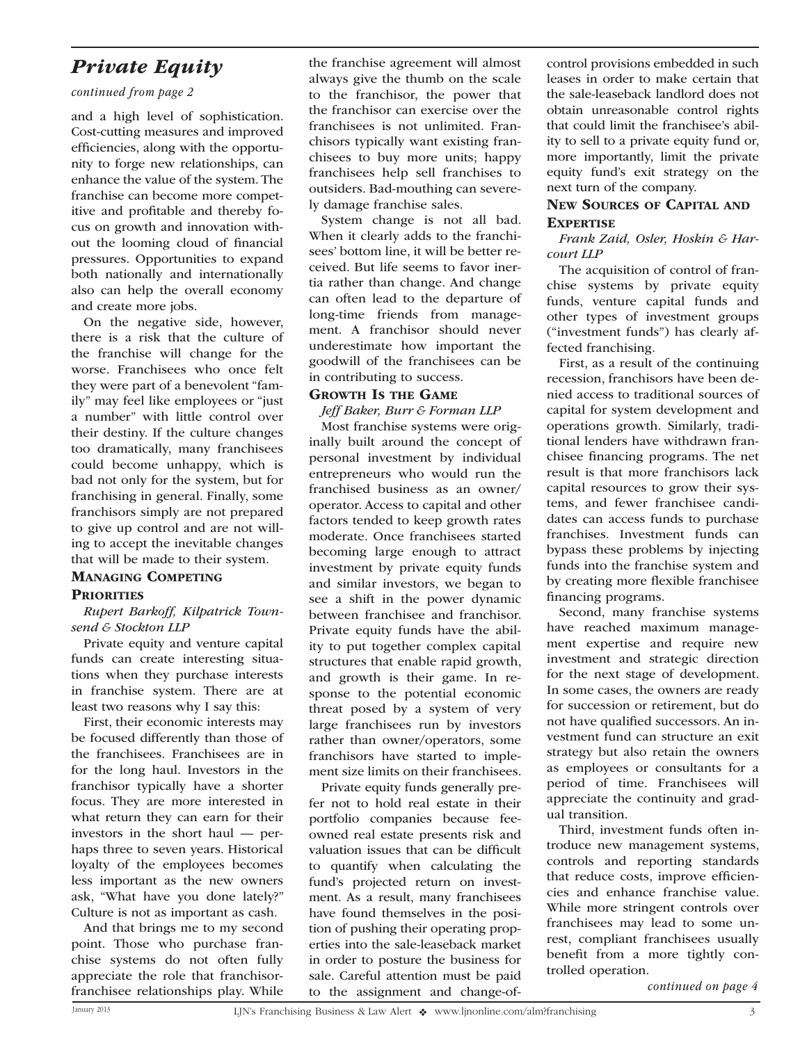## Private Equity

*continued from page 2*

and a high level of sophistication. Cost-cutting measures and improved efficiencies, along with the opportunity to forge new relationships, can enhance the value of the system. The franchise can become more competitive and profitable and thereby focus on growth and innovation without the looming cloud of financial pressures. Opportunities to expand both nationally and internationally also can help the overall economy and create more jobs.

On the negative side, however, there is a risk that the culture of the franchise will change for the worse. Franchisees who once felt they were part of a benevolent "family" may feel like employees or "just a number" with little control over their destiny. If the culture changes too dramatically, many franchisees could become unhappy, which is bad not only for the system, but for franchising in general. Finally, some franchisors simply are not prepared to give up control and are not willing to accept the inevitable changes that will be made to their system.

### Managing Competing Priorities

*Rupert Barkoff, Kilpatrick Townsend & Stockton LLP*

Private equity and venture capital funds can create interesting situations when they purchase interests in franchise system. There are at least two reasons why I say this:

First, their economic interests may be focused differently than those of the franchisees. Franchisees are in for the long haul. Investors in the franchisor typically have a shorter focus. They are more interested in what return they can earn for their investors in the short haul — perhaps three to seven years. Historical loyalty of the employees becomes less important as the new owners ask, "What have you done lately?" Culture is not as important as cash.

And that brings me to my second point. Those who purchase franchise systems do not often fully appreciate the role that franchisor-franchisee relationships play. While the franchise agreement will almost always give the thumb on the scale to the franchisor, the power that the franchisor can exercise over the franchisees is not unlimited. Franchisors typically want existing franchisees to buy more units; happy franchisees help sell franchises to outsiders. Bad-mouthing can severely damage franchise sales.

System change is not all bad. When it clearly adds to the franchisees' bottom line, it will be better received. But life seems to favor inertia rather than change. And change can often lead to the departure of long-time friends from management. A franchisor should never underestimate how important the goodwill of the franchisees can be in contributing to success.

### Growth Is the Game

*Jeff Baker, Burr & Forman LLP*

Most franchise systems were originally built around the concept of personal investment by individual entrepreneurs who would run the franchised business as an owner/operator. Access to capital and other factors tended to keep growth rates moderate. Once franchisees started becoming large enough to attract investment by private equity funds and similar investors, we began to see a shift in the power dynamic between franchisee and franchisor. Private equity funds have the ability to put together complex capital structures that enable rapid growth, and growth is their game. In response to the potential economic threat posed by a system of very large franchisees run by investors rather than owner/operators, some franchisors have started to implement size limits on their franchisees.

Private equity funds generally prefer not to hold real estate in their portfolio companies because fee-owned real estate presents risk and valuation issues that can be difficult to quantify when calculating the fund's projected return on investment. As a result, many franchisees have found themselves in the position of pushing their operating properties into the sale-leaseback market in order to posture the business for sale. Careful attention must be paid to the assignment and change-of-control provisions embedded in such leases in order to make certain that the sale-leaseback landlord does not obtain unreasonable control rights that could limit the franchisee's ability to sell to a private equity fund or, more importantly, limit the private equity fund's exit strategy on the next turn of the company.

### New Sources of Capital and Expertise

*Frank Zaid, Osler, Hoskin & Harcourt LLP*

The acquisition of control of franchise systems by private equity funds, venture capital funds and other types of investment groups ("investment funds") has clearly affected franchising.

First, as a result of the continuing recession, franchisors have been denied access to traditional sources of capital for system development and operations growth. Similarly, traditional lenders have withdrawn franchisee financing programs. The net result is that more franchisors lack capital resources to grow their systems, and fewer franchisee candidates can access funds to purchase franchises. Investment funds can bypass these problems by injecting funds into the franchise system and by creating more flexible franchisee financing programs.

Second, many franchise systems have reached maximum management expertise and require new investment and strategic direction for the next stage of development. In some cases, the owners are ready for succession or retirement, but do not have qualified successors. An investment fund can structure an exit strategy but also retain the owners as employees or consultants for a period of time. Franchisees will appreciate the continuity and gradual transition.

Third, investment funds often introduce new management systems, controls and reporting standards that reduce costs, improve efficiencies and enhance franchise value. While more stringent controls over franchisees may lead to some unrest, compliant franchisees usually benefit from a more tightly controlled operation.

*continued on page 4*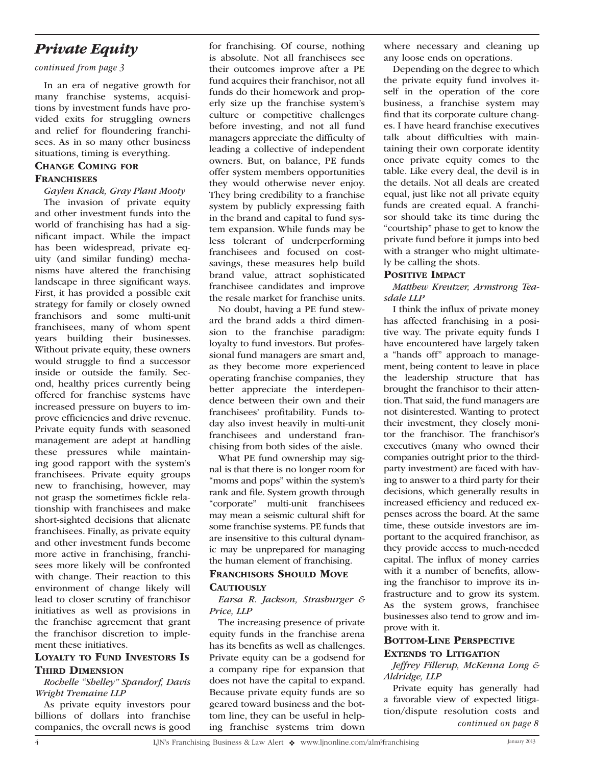# *Private Equity*

*continued from page 3*

In an era of negative growth for many franchise systems, acquisitions by investment funds have provided exits for struggling owners and relief for floundering franchisees. As in so many other business situations, timing is everything.

### Change Coming for Franchisees

*Gaylen Knack, Gray Plant Mooty*

The invasion of private equity and other investment funds into the world of franchising has had a significant impact. While the impact has been widespread, private equity (and similar funding) mechanisms have altered the franchising landscape in three significant ways. First, it has provided a possible exit strategy for family or closely owned franchisors and some multi-unit franchisees, many of whom spent years building their businesses. Without private equity, these owners would struggle to find a successor inside or outside the family. Second, healthy prices currently being offered for franchise systems have increased pressure on buyers to improve efficiencies and drive revenue. Private equity funds with seasoned management are adept at handling these pressures while maintaining good rapport with the system's franchisees. Private equity groups new to franchising, however, may not grasp the sometimes fickle relationship with franchisees and make short-sighted decisions that alienate franchisees. Finally, as private equity and other investment funds become more active in franchising, franchisees more likely will be confronted with change. Their reaction to this environment of change likely will lead to closer scrutiny of franchisor initiatives as well as provisions in the franchise agreement that grant the franchisor discretion to implement these initiatives.

### Loyalty to Fund Investors Is Third Dimension

*Rochelle "Shelley" Spandorf, Davis Wright Tremaine LLP*

As private equity investors pour billions of dollars into franchise companies, the overall news is good for franchising. Of course, nothing is absolute. Not all franchisees see their outcomes improve after a PE fund acquires their franchisor, not all funds do their homework and properly size up the franchise system's culture or competitive challenges before investing, and not all fund managers appreciate the difficulty of leading a collective of independent owners. But, on balance, PE funds offer system members opportunities they would otherwise never enjoy. They bring credibility to a franchise system by publicly expressing faith in the brand and capital to fund system expansion. While funds may be less tolerant of underperforming franchisees and focused on cost-savings, these measures help build brand value, attract sophisticated franchisee candidates and improve the resale market for franchise units.

No doubt, having a PE fund steward the brand adds a third dimension to the franchise paradigm: loyalty to fund investors. But professional fund managers are smart and, as they become more experienced operating franchise companies, they better appreciate the interdependence between their own and their franchisees' profitability. Funds today also invest heavily in multi-unit franchisees and understand franchising from both sides of the aisle.

What PE fund ownership may signal is that there is no longer room for "moms and pops" within the system's rank and file. System growth through "corporate" multi-unit franchisees may mean a seismic cultural shift for some franchise systems. PE funds that are insensitive to this cultural dynamic may be unprepared for managing the human element of franchising.

### Franchisors Should Move Cautiously

*Earsa R. Jackson, Strasburger & Price, LLP*

The increasing presence of private equity funds in the franchise arena has its benefits as well as challenges. Private equity can be a godsend for a company ripe for expansion that does not have the capital to expand. Because private equity funds are so geared toward business and the bottom line, they can be useful in helping franchise systems trim down where necessary and cleaning up any loose ends on operations.

Depending on the degree to which the private equity fund involves itself in the operation of the core business, a franchise system may find that its corporate culture changes. I have heard franchise executives talk about difficulties with maintaining their own corporate identity once private equity comes to the table. Like every deal, the devil is in the details. Not all deals are created equal, just like not all private equity funds are created equal. A franchisor should take its time during the "courtship" phase to get to know the private fund before it jumps into bed with a stranger who might ultimately be calling the shots.

### Positive Impact

*Matthew Kreutzer, Armstrong Teasdale LLP*

I think the influx of private money has affected franchising in a positive way. The private equity funds I have encountered have largely taken a "hands off" approach to management, being content to leave in place the leadership structure that has brought the franchisor to their attention. That said, the fund managers are not disinterested. Wanting to protect their investment, they closely monitor the franchisor. The franchisor's executives (many who owned their companies outright prior to the third-party investment) are faced with having to answer to a third party for their decisions, which generally results in increased efficiency and reduced expenses across the board. At the same time, these outside investors are important to the acquired franchisor, as they provide access to much-needed capital. The influx of money carries with it a number of benefits, allowing the franchisor to improve its infrastructure and to grow its system. As the system grows, franchisee businesses also tend to grow and improve with it.

### Bottom-Line Perspective Extends to Litigation

*Jeffrey Fillerup, McKenna Long & Aldridge, LLP*

Private equity has generally had a favorable view of expected litigation/dispute resolution costs and

*continued on page 8*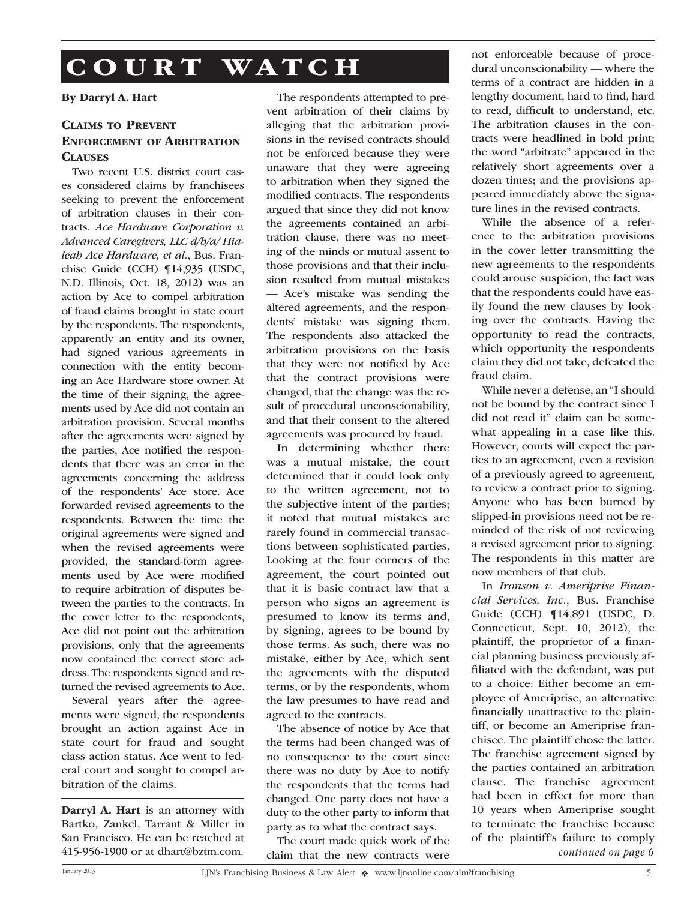# COURT WATCH

**By Darryl A. Hart**

## Claims to Prevent Enforcement of Arbitration Clauses

Two recent U.S. district court cases considered claims by franchisees seeking to prevent the enforcement of arbitration clauses in their contracts. *Ace Hardware Corporation v. Advanced Caregivers, LLC d/b/a/ Hialeah Ace Hardware, et al.*, Bus. Franchise Guide (CCH) ¶14,935 (USDC, N.D. Illinois, Oct. 18, 2012) was an action by Ace to compel arbitration of fraud claims brought in state court by the respondents. The respondents, apparently an entity and its owner, had signed various agreements in connection with the entity becoming an Ace Hardware store owner. At the time of their signing, the agreements used by Ace did not contain an arbitration provision. Several months after the agreements were signed by the parties, Ace notified the respondents that there was an error in the agreements concerning the address of the respondents' Ace store. Ace forwarded revised agreements to the respondents. Between the time the original agreements were signed and when the revised agreements were provided, the standard-form agreements used by Ace were modified to require arbitration of disputes between the parties to the contracts. In the cover letter to the respondents, Ace did not point out the arbitration provisions, only that the agreements now contained the correct store address. The respondents signed and returned the revised agreements to Ace.

Several years after the agreements were signed, the respondents brought an action against Ace in state court for fraud and sought class action status. Ace went to federal court and sought to compel arbitration of the claims.

**Darryl A. Hart** is an attorney with Bartko, Zankel, Tarrant & Miller in San Francisco. He can be reached at 415-956-1900 or at dhart@bztm.com.

The respondents attempted to prevent arbitration of their claims by alleging that the arbitration provisions in the revised contracts should not be enforced because they were unaware that they were agreeing to arbitration when they signed the modified contracts. The respondents argued that since they did not know the agreements contained an arbitration clause, there was no meeting of the minds or mutual assent to those provisions and that their inclusion resulted from mutual mistakes — Ace's mistake was sending the altered agreements, and the respondents' mistake was signing them. The respondents also attacked the arbitration provisions on the basis that they were not notified by Ace that the contract provisions were changed, that the change was the result of procedural unconscionability, and that their consent to the altered agreements was procured by fraud.

In determining whether there was a mutual mistake, the court determined that it could look only to the written agreement, not to the subjective intent of the parties; it noted that mutual mistakes are rarely found in commercial transactions between sophisticated parties. Looking at the four corners of the agreement, the court pointed out that it is basic contract law that a person who signs an agreement is presumed to know its terms and, by signing, agrees to be bound by those terms. As such, there was no mistake, either by Ace, which sent the agreements with the disputed terms, or by the respondents, whom the law presumes to have read and agreed to the contracts.

The absence of notice by Ace that the terms had been changed was of no consequence to the court since there was no duty by Ace to notify the respondents that the terms had changed. One party does not have a duty to the other party to inform that party as to what the contract says.

The court made quick work of the claim that the new contracts were not enforceable because of procedural unconscionability — where the terms of a contract are hidden in a lengthy document, hard to find, hard to read, difficult to understand, etc. The arbitration clauses in the contracts were headlined in bold print; the word "arbitrate" appeared in the relatively short agreements over a dozen times; and the provisions appeared immediately above the signature lines in the revised contracts.

While the absence of a reference to the arbitration provisions in the cover letter transmitting the new agreements to the respondents could arouse suspicion, the fact was that the respondents could have easily found the new clauses by looking over the contracts. Having the opportunity to read the contracts, which opportunity the respondents claim they did not take, defeated the fraud claim.

While never a defense, an "I should not be bound by the contract since I did not read it" claim can be somewhat appealing in a case like this. However, courts will expect the parties to an agreement, even a revision of a previously agreed to agreement, to review a contract prior to signing. Anyone who has been burned by slipped-in provisions need not be reminded of the risk of not reviewing a revised agreement prior to signing. The respondents in this matter are now members of that club.

In *Ironson v. Ameriprise Financial Services, Inc.*, Bus. Franchise Guide (CCH) ¶14,891 (USDC, D. Connecticut, Sept. 10, 2012), the plaintiff, the proprietor of a financial planning business previously affiliated with the defendant, was put to a choice: Either become an employee of Ameriprise, an alternative financially unattractive to the plaintiff, or become an Ameriprise franchisee. The plaintiff chose the latter. The franchise agreement signed by the parties contained an arbitration clause. The franchise agreement had been in effect for more than 10 years when Ameriprise sought to terminate the franchise because of the plaintiff's failure to comply

*continued on page 6*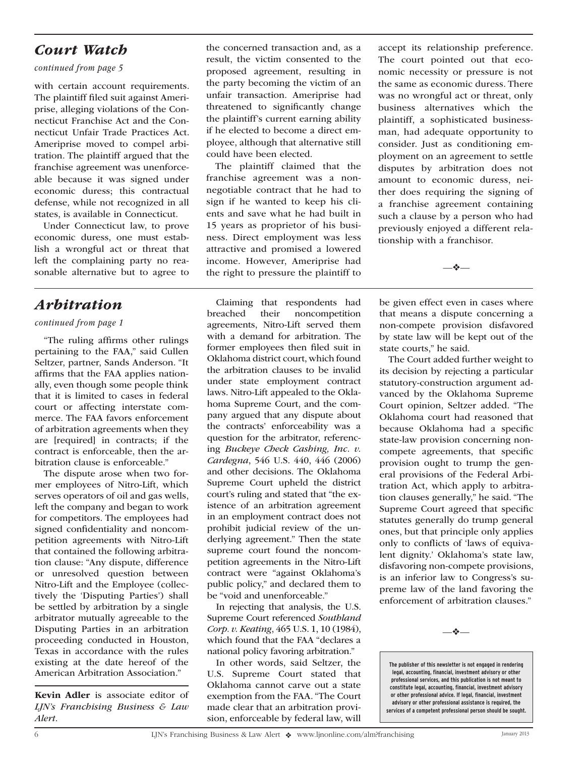## *Court Watch*

*continued from page 5*

with certain account requirements. The plaintiff filed suit against Ameriprise, alleging violations of the Connecticut Franchise Act and the Connecticut Unfair Trade Practices Act. Ameriprise moved to compel arbitration. The plaintiff argued that the franchise agreement was unenforceable because it was signed under economic duress; this contractual defense, while not recognized in all states, is available in Connecticut.

Under Connecticut law, to prove economic duress, one must establish a wrongful act or threat that left the complaining party no reasonable alternative but to agree to the concerned transaction and, as a result, the victim consented to the proposed agreement, resulting in the party becoming the victim of an unfair transaction. Ameriprise had threatened to significantly change the plaintiff's current earning ability if he elected to become a direct employee, although that alternative still could have been elected.

The plaintiff claimed that the franchise agreement was a non-negotiable contract that he had to sign if he wanted to keep his clients and save what he had built in 15 years as proprietor of his business. Direct employment was less attractive and promised a lowered income. However, Ameriprise had the right to pressure the plaintiff to accept its relationship preference. The court pointed out that economic necessity or pressure is not the same as economic duress. There was no wrongful act or threat, only business alternatives which the plaintiff, a sophisticated businessman, had adequate opportunity to consider. Just as conditioning employment on an agreement to settle disputes by arbitration does not amount to economic duress, neither does requiring the signing of a franchise agreement containing such a clause by a person who had previously enjoyed a different relationship with a franchisor.

—❖—

## *Arbitration*

*continued from page 1*

"The ruling affirms other rulings pertaining to the FAA," said Cullen Seltzer, partner, Sands Anderson. "It affirms that the FAA applies nationally, even though some people think that it is limited to cases in federal court or affecting interstate commerce. The FAA favors enforcement of arbitration agreements when they are [required] in contracts; if the contract is enforceable, then the arbitration clause is enforceable."

The dispute arose when two former employees of Nitro-Lift, which serves operators of oil and gas wells, left the company and began to work for competitors. The employees had signed confidentiality and noncompetition agreements with Nitro-Lift that contained the following arbitration clause: "Any dispute, difference or unresolved question between Nitro-Lift and the Employee (collectively the 'Disputing Parties') shall be settled by arbitration by a single arbitrator mutually agreeable to the Disputing Parties in an arbitration proceeding conducted in Houston, Texas in accordance with the rules existing at the date hereof of the American Arbitration Association."

**Kevin Adler** is associate editor of *LJN's Franchising Business & Law Alert*.

Claiming that respondents had breached their noncompetition agreements, Nitro-Lift served them with a demand for arbitration. The former employees then filed suit in Oklahoma district court, which found the arbitration clauses to be invalid under state employment contract laws. Nitro-Lift appealed to the Oklahoma Supreme Court, and the company argued that any dispute about the contracts' enforceability was a question for the arbitrator, referencing *Buckeye Check Cashing, Inc. v. Cardegna*, 546 U.S. 440, 446 (2006) and other decisions. The Oklahoma Supreme Court upheld the district court's ruling and stated that "the existence of an arbitration agreement in an employment contract does not prohibit judicial review of the underlying agreement." Then the state supreme court found the noncompetition agreements in the Nitro-Lift contract were "against Oklahoma's public policy," and declared them to be "void and unenforceable."

In rejecting that analysis, the U.S. Supreme Court referenced *Southland Corp. v. Keating*, 465 U.S. 1, 10 (1984), which found that the FAA "declares a national policy favoring arbitration."

In other words, said Seltzer, the U.S. Supreme Court stated that Oklahoma cannot carve out a state exemption from the FAA. "The Court made clear that an arbitration provision, enforceable by federal law, will be given effect even in cases where that means a dispute concerning a non-compete provision disfavored by state law will be kept out of the state courts," he said.

The Court added further weight to its decision by rejecting a particular statutory-construction argument advanced by the Oklahoma Supreme Court opinion, Seltzer added. "The Oklahoma court had reasoned that because Oklahoma had a specific state-law provision concerning non-compete agreements, that specific provision ought to trump the general provisions of the Federal Arbitration Act, which apply to arbitration clauses generally," he said. "The Supreme Court agreed that specific statutes generally do trump general ones, but that principle only applies only to conflicts of 'laws of equivalent dignity.' Oklahoma's state law, disfavoring non-compete provisions, is an inferior law to Congress's supreme law of the land favoring the enforcement of arbitration clauses."

—❖—

**The publisher of this newsletter is not engaged in rendering legal, accounting, financial, investment advisory or other professional services, and this publication is not meant to constitute legal, accounting, financial, investment advisory or other professional advice. If legal, financial, investment advisory or other professional assistance is required, the services of a competent professional person should be sought.**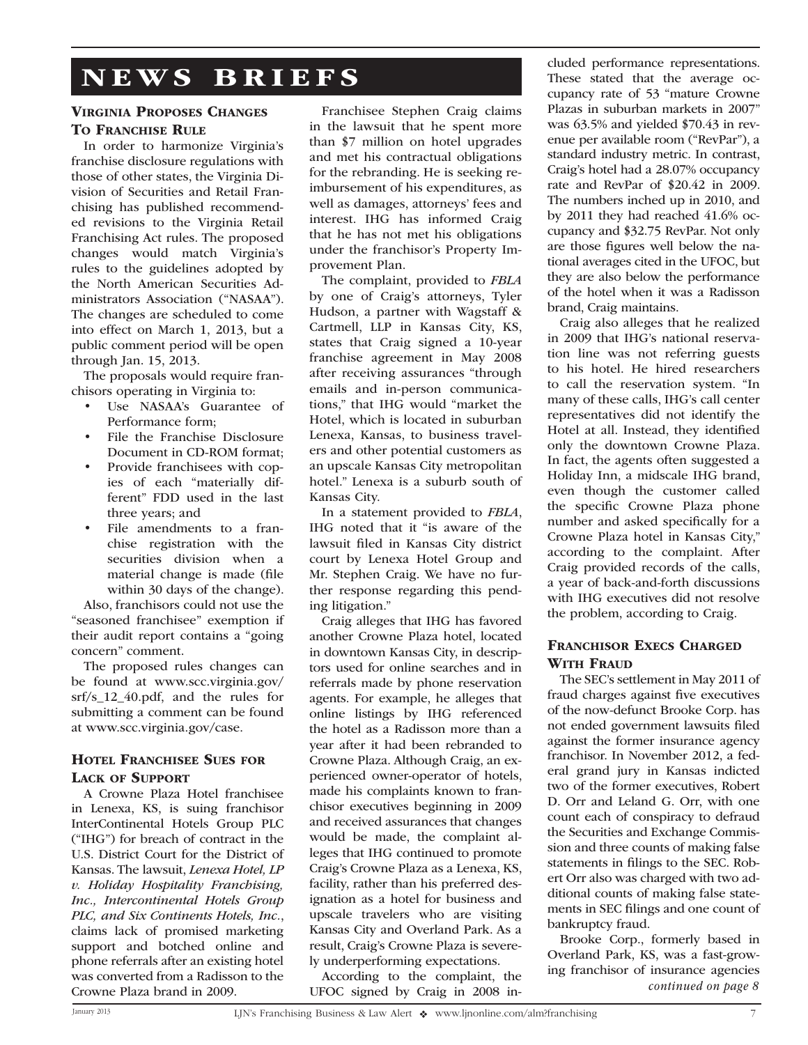# NEWS BRIEFS

### Virginia Proposes Changes To Franchise Rule

In order to harmonize Virginia's franchise disclosure regulations with those of other states, the Virginia Division of Securities and Retail Franchising has published recommended revisions to the Virginia Retail Franchising Act rules. The proposed changes would match Virginia's rules to the guidelines adopted by the North American Securities Administrators Association ("NASAA"). The changes are scheduled to come into effect on March 1, 2013, but a public comment period will be open through Jan. 15, 2013.

The proposals would require franchisors operating in Virginia to:

- Use NASAA's Guarantee of Performance form;
- File the Franchise Disclosure Document in CD-ROM format;
- Provide franchisees with copies of each "materially different" FDD used in the last three years; and
- File amendments to a franchise registration with the securities division when a material change is made (file within 30 days of the change).

Also, franchisors could not use the "seasoned franchisee" exemption if their audit report contains a "going concern" comment.

The proposed rules changes can be found at www.scc.virginia.gov/srf/s_12_40.pdf, and the rules for submitting a comment can be found at www.scc.virginia.gov/case.

### Hotel Franchisee Sues for Lack of Support

A Crowne Plaza Hotel franchisee in Lenexa, KS, is suing franchisor InterContinental Hotels Group PLC ("IHG") for breach of contract in the U.S. District Court for the District of Kansas. The lawsuit, *Lenexa Hotel, LP v. Holiday Hospitality Franchising, Inc., Intercontinental Hotels Group PLC, and Six Continents Hotels, Inc.*, claims lack of promised marketing support and botched online and phone referrals after an existing hotel was converted from a Radisson to the Crowne Plaza brand in 2009.

Franchisee Stephen Craig claims in the lawsuit that he spent more than $7 million on hotel upgrades and met his contractual obligations for the rebranding. He is seeking reimbursement of his expenditures, as well as damages, attorneys' fees and interest. IHG has informed Craig that he has not met his obligations under the franchisor's Property Improvement Plan.

The complaint, provided to *FBLA* by one of Craig's attorneys, Tyler Hudson, a partner with Wagstaff & Cartmell, LLP in Kansas City, KS, states that Craig signed a 10-year franchise agreement in May 2008 after receiving assurances "through emails and in-person communications," that IHG would "market the Hotel, which is located in suburban Lenexa, Kansas, to business travelers and other potential customers as an upscale Kansas City metropolitan hotel." Lenexa is a suburb south of Kansas City.

In a statement provided to *FBLA*, IHG noted that it "is aware of the lawsuit filed in Kansas City district court by Lenexa Hotel Group and Mr. Stephen Craig. We have no further response regarding this pending litigation."

Craig alleges that IHG has favored another Crowne Plaza hotel, located in downtown Kansas City, in descriptors used for online searches and in referrals made by phone reservation agents. For example, he alleges that online listings by IHG referenced the hotel as a Radisson more than a year after it had been rebranded to Crowne Plaza. Although Craig, an experienced owner-operator of hotels, made his complaints known to franchisor executives beginning in 2009 and received assurances that changes would be made, the complaint alleges that IHG continued to promote Craig's Crowne Plaza as a Lenexa, KS, facility, rather than his preferred designation as a hotel for business and upscale travelers who are visiting Kansas City and Overland Park. As a result, Craig's Crowne Plaza is severely underperforming expectations.

According to the complaint, the UFOC signed by Craig in 2008 included performance representations. These stated that the average occupancy rate of 53 "mature Crowne Plazas in suburban markets in 2007" was 63.5% and yielded $70.43 in revenue per available room ("RevPar"), a standard industry metric. In contrast, Craig's hotel had a 28.07% occupancy rate and RevPar of $20.42 in 2009. The numbers inched up in 2010, and by 2011 they had reached 41.6% occupancy and $32.75 RevPar. Not only are those figures well below the national averages cited in the UFOC, but they are also below the performance of the hotel when it was a Radisson brand, Craig maintains.

Craig also alleges that he realized in 2009 that IHG's national reservation line was not referring guests to his hotel. He hired researchers to call the reservation system. "In many of these calls, IHG's call center representatives did not identify the Hotel at all. Instead, they identified only the downtown Crowne Plaza. In fact, the agents often suggested a Holiday Inn, a midscale IHG brand, even though the customer called the specific Crowne Plaza phone number and asked specifically for a Crowne Plaza hotel in Kansas City," according to the complaint. After Craig provided records of the calls, a year of back-and-forth discussions with IHG executives did not resolve the problem, according to Craig.

### Franchisor Execs Charged With Fraud

The SEC's settlement in May 2011 of fraud charges against five executives of the now-defunct Brooke Corp. has not ended government lawsuits filed against the former insurance agency franchisor. In November 2012, a federal grand jury in Kansas indicted two of the former executives, Robert D. Orr and Leland G. Orr, with one count each of conspiracy to defraud the Securities and Exchange Commission and three counts of making false statements in filings to the SEC. Robert Orr also was charged with two additional counts of making false statements in SEC filings and one count of bankruptcy fraud.

Brooke Corp., formerly based in Overland Park, KS, was a fast-growing franchisor of insurance agencies

*continued on page 8*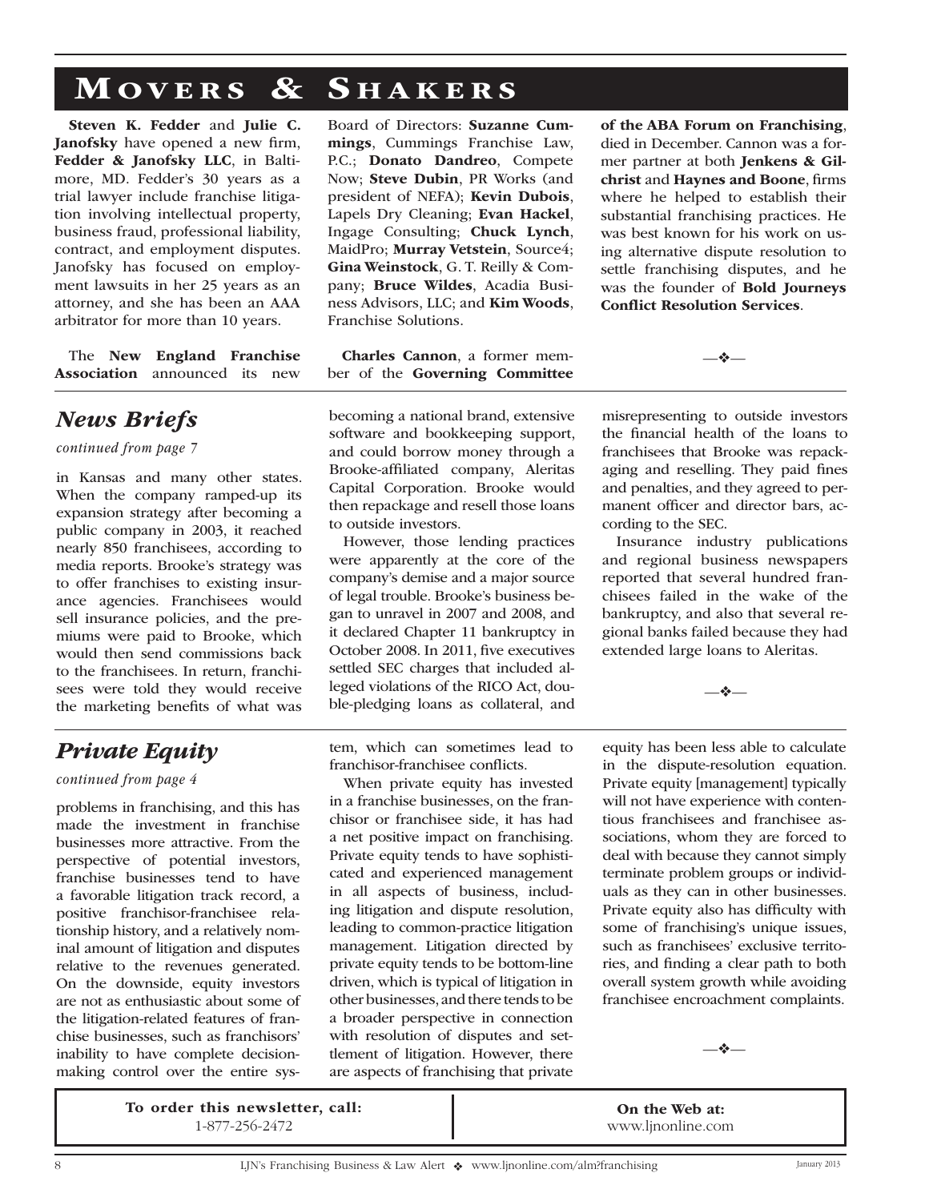# Movers & Shakers

**Steven K. Fedder** and **Julie C. Janofsky** have opened a new firm, **Fedder & Janofsky LLC**, in Baltimore, MD. Fedder's 30 years as a trial lawyer include franchise litigation involving intellectual property, business fraud, professional liability, contract, and employment disputes. Janofsky has focused on employment lawsuits in her 25 years as an attorney, and she has been an AAA arbitrator for more than 10 years.

The **New England Franchise Association** announced its new Board of Directors: **Suzanne Cummings**, Cummings Franchise Law, P.C.; **Donato Dandreo**, Compete Now; **Steve Dubin**, PR Works (and president of NEFA); **Kevin Dubois**, Lapels Dry Cleaning; **Evan Hackel**, Ingage Consulting; **Chuck Lynch**, MaidPro; **Murray Vetstein**, Source4; **Gina Weinstock**, G. T. Reilly & Company; **Bruce Wildes**, Acadia Business Advisors, LLC; and **Kim Woods**, Franchise Solutions.

**Charles Cannon**, a former member of the **Governing Committee of the ABA Forum on Franchising**, died in December. Cannon was a former partner at both **Jenkens & Gilchrist** and **Haynes and Boone**, firms where he helped to establish their substantial franchising practices. He was best known for his work on using alternative dispute resolution to settle franchising disputes, and he was the founder of **Bold Journeys Conflict Resolution Services**.

—❖—

## *News Briefs*

*continued from page 7*

in Kansas and many other states. When the company ramped-up its expansion strategy after becoming a public company in 2003, it reached nearly 850 franchisees, according to media reports. Brooke's strategy was to offer franchises to existing insurance agencies. Franchisees would sell insurance policies, and the premiums were paid to Brooke, which would then send commissions back to the franchisees. In return, franchisees were told they would receive the marketing benefits of what was becoming a national brand, extensive software and bookkeeping support, and could borrow money through a Brooke-affiliated company, Aleritas Capital Corporation. Brooke would then repackage and resell those loans to outside investors.

However, those lending practices were apparently at the core of the company's demise and a major source of legal trouble. Brooke's business began to unravel in 2007 and 2008, and it declared Chapter 11 bankruptcy in October 2008. In 2011, five executives settled SEC charges that included alleged violations of the RICO Act, double-pledging loans as collateral, and misrepresenting to outside investors the financial health of the loans to franchisees that Brooke was repackaging and reselling. They paid fines and penalties, and they agreed to permanent officer and director bars, according to the SEC.

Insurance industry publications and regional business newspapers reported that several hundred franchisees failed in the wake of the bankruptcy, and also that several regional banks failed because they had extended large loans to Aleritas.

—❖—

## *Private Equity*

*continued from page 4*

problems in franchising, and this has made the investment in franchise businesses more attractive. From the perspective of potential investors, franchise businesses tend to have a favorable litigation track record, a positive franchisor-franchisee relationship history, and a relatively nominal amount of litigation and disputes relative to the revenues generated. On the downside, equity investors are not as enthusiastic about some of the litigation-related features of franchise businesses, such as franchisors' inability to have complete decision-making control over the entire system, which can sometimes lead to franchisor-franchisee conflicts.

When private equity has invested in a franchise businesses, on the franchisor or franchisee side, it has had a net positive impact on franchising. Private equity tends to have sophisticated and experienced management in all aspects of business, including litigation and dispute resolution, leading to common-practice litigation management. Litigation directed by private equity tends to be bottom-line driven, which is typical of litigation in other businesses, and there tends to be a broader perspective in connection with resolution of disputes and settlement of litigation. However, there are aspects of franchising that private equity has been less able to calculate in the dispute-resolution equation. Private equity [management] typically will not have experience with contentious franchisees and franchisee associations, whom they are forced to deal with because they cannot simply terminate problem groups or individuals as they can in other businesses. Private equity also has difficulty with some of franchising's unique issues, such as franchisees' exclusive territories, and finding a clear path to both overall system growth while avoiding franchisee encroachment complaints.

—❖—

**To order this newsletter, call:**
1-877-256-2472

**On the Web at:**
www.ljnonline.com